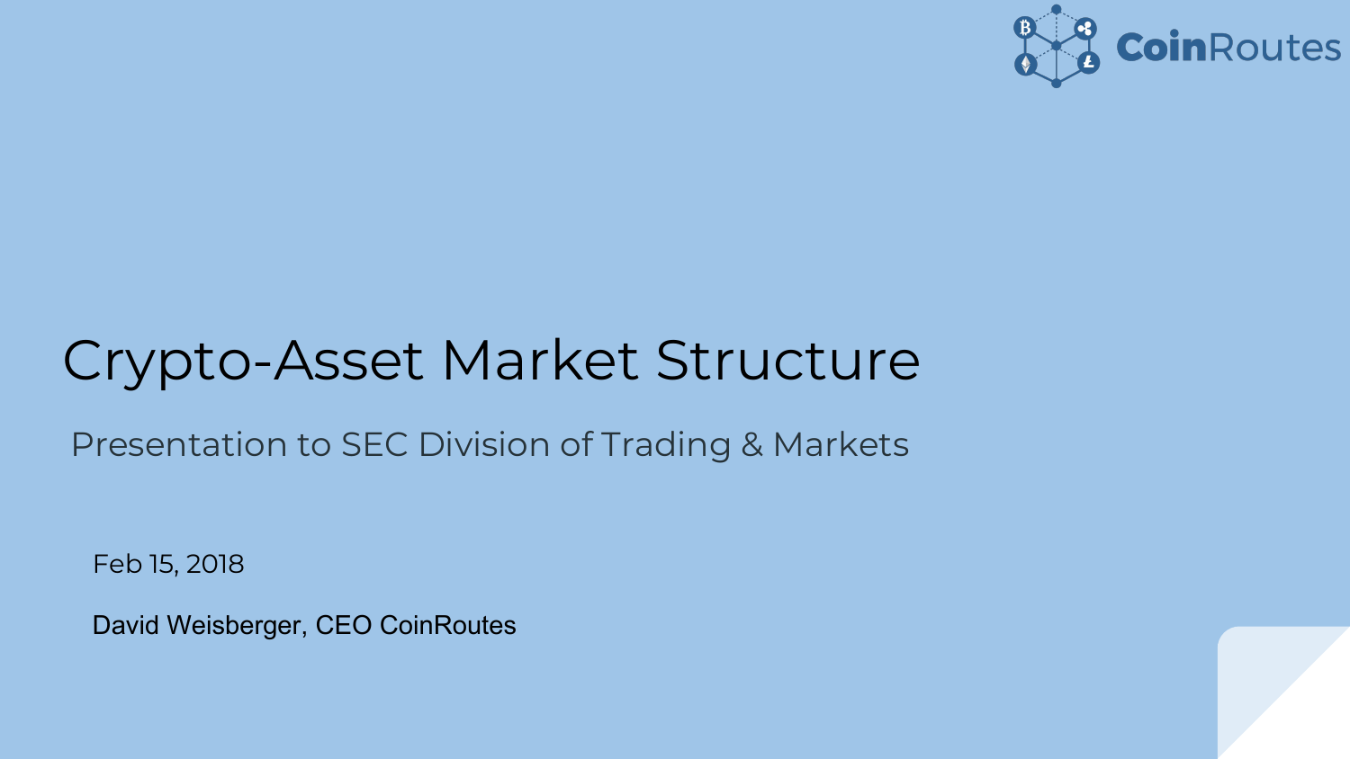CoinRoutes

# Crypto-Asset Market Structure

Presentation to SEC Division of Trading & Markets

Feb 15, 2018

David Weisberger, CEO CoinRoutes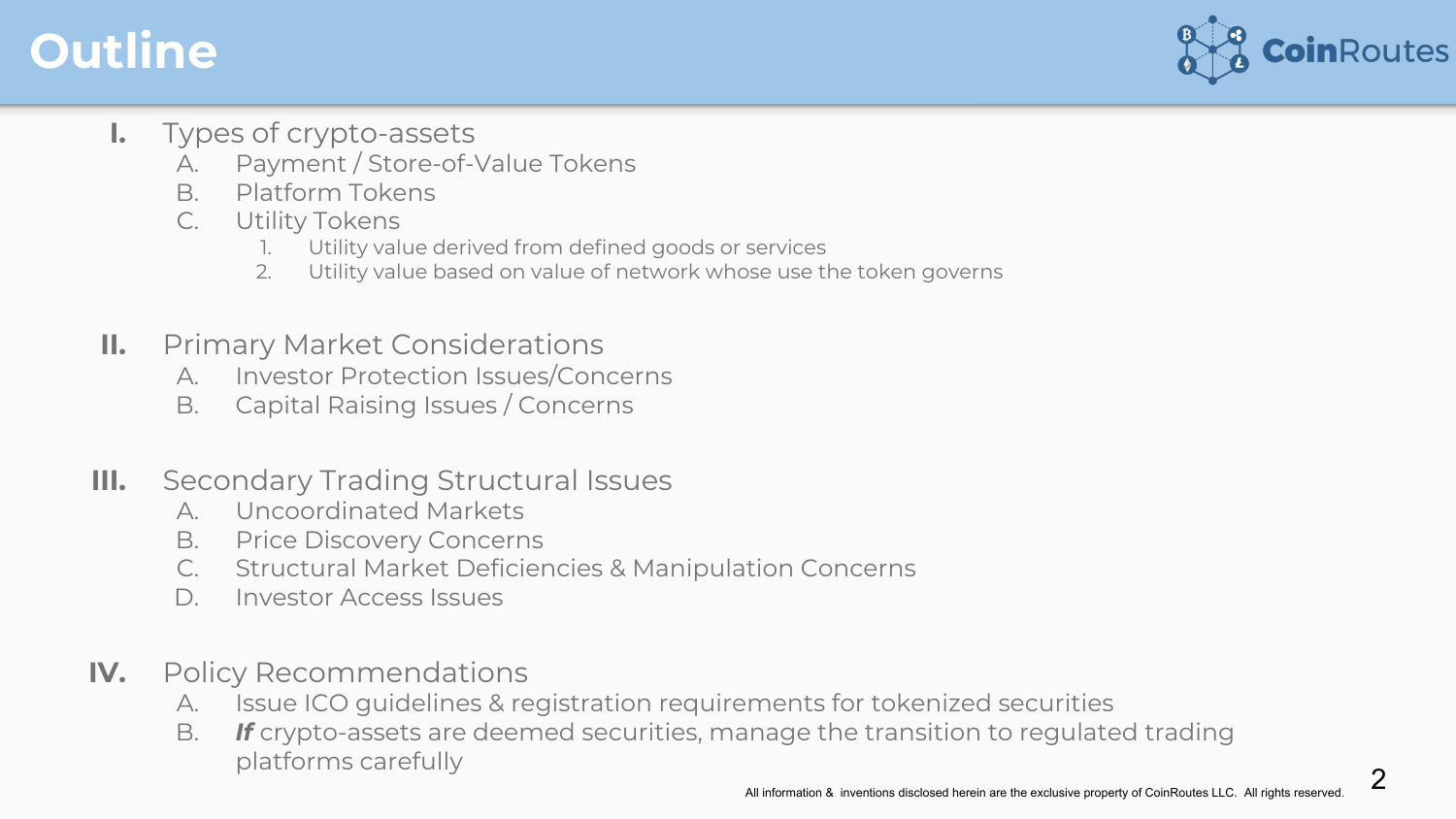# Outline

I. Types of crypto-assets
   A. Payment / Store-of-Value Tokens
   B. Platform Tokens
   C. Utility Tokens
      1. Utility value derived from defined goods or services
      2. Utility value based on value of network whose use the token governs

II. Primary Market Considerations
   A. Investor Protection Issues/Concerns
   B. Capital Raising Issues / Concerns

III. Secondary Trading Structural Issues
   A. Uncoordinated Markets
   B. Price Discovery Concerns
   C. Structural Market Deficiencies & Manipulation Concerns
   D. Investor Access Issues

IV. Policy Recommendations
   A. Issue ICO guidelines & registration requirements for tokenized securities
   B. ***If*** crypto-assets are deemed securities, manage the transition to regulated trading platforms carefully

All information & inventions disclosed herein are the exclusive property of CoinRoutes LLC. All rights reserved.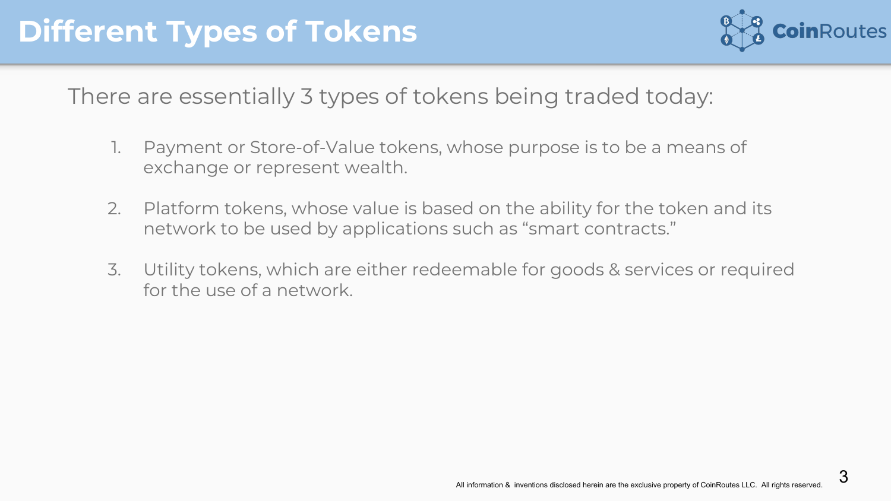# Different Types of Tokens

There are essentially 3 types of tokens being traded today:

1. Payment or Store-of-Value tokens, whose purpose is to be a means of exchange or represent wealth.
2. Platform tokens, whose value is based on the ability for the token and its network to be used by applications such as "smart contracts."
3. Utility tokens, which are either redeemable for goods & services or required for the use of a network.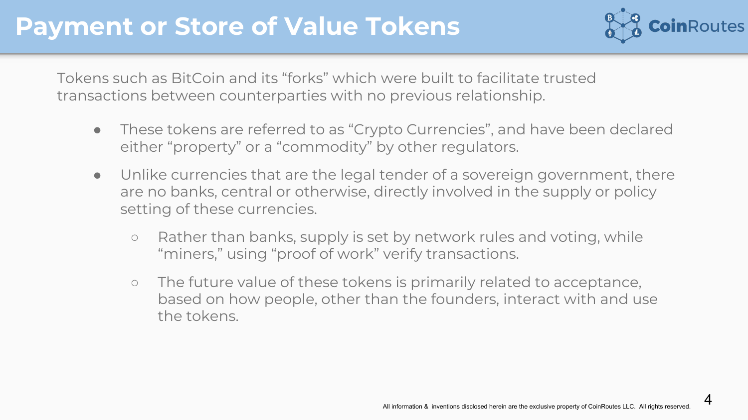# Payment or Store of Value Tokens

Tokens such as BitCoin and its “forks” which were built to facilitate trusted transactions between counterparties with no previous relationship.

- These tokens are referred to as “Crypto Currencies”, and have been declared either “property” or a “commodity” by other regulators.
- Unlike currencies that are the legal tender of a sovereign government, there are no banks, central or otherwise, directly involved in the supply or policy setting of these currencies.
    - Rather than banks, supply is set by network rules and voting, while “miners,” using “proof of work” verify transactions.
    - The future value of these tokens is primarily related to acceptance, based on how people, other than the founders, interact with and use the tokens.

All information & inventions disclosed herein are the exclusive property of CoinRoutes LLC. All rights reserved.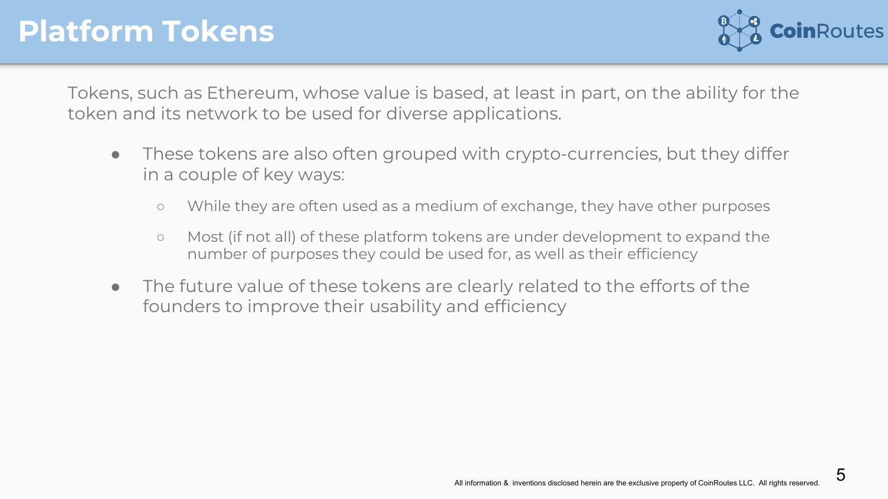# Platform Tokens

Tokens, such as Ethereum, whose value is based, at least in part, on the ability for the token and its network to be used for diverse applications.

- These tokens are also often grouped with crypto-currencies, but they differ in a couple of key ways:
  - While they are often used as a medium of exchange, they have other purposes
  - Most (if not all) of these platform tokens are under development to expand the number of purposes they could be used for, as well as their efficiency
- The future value of these tokens are clearly related to the efforts of the founders to improve their usability and efficiency

All information & inventions disclosed herein are the exclusive property of CoinRoutes LLC. All rights reserved.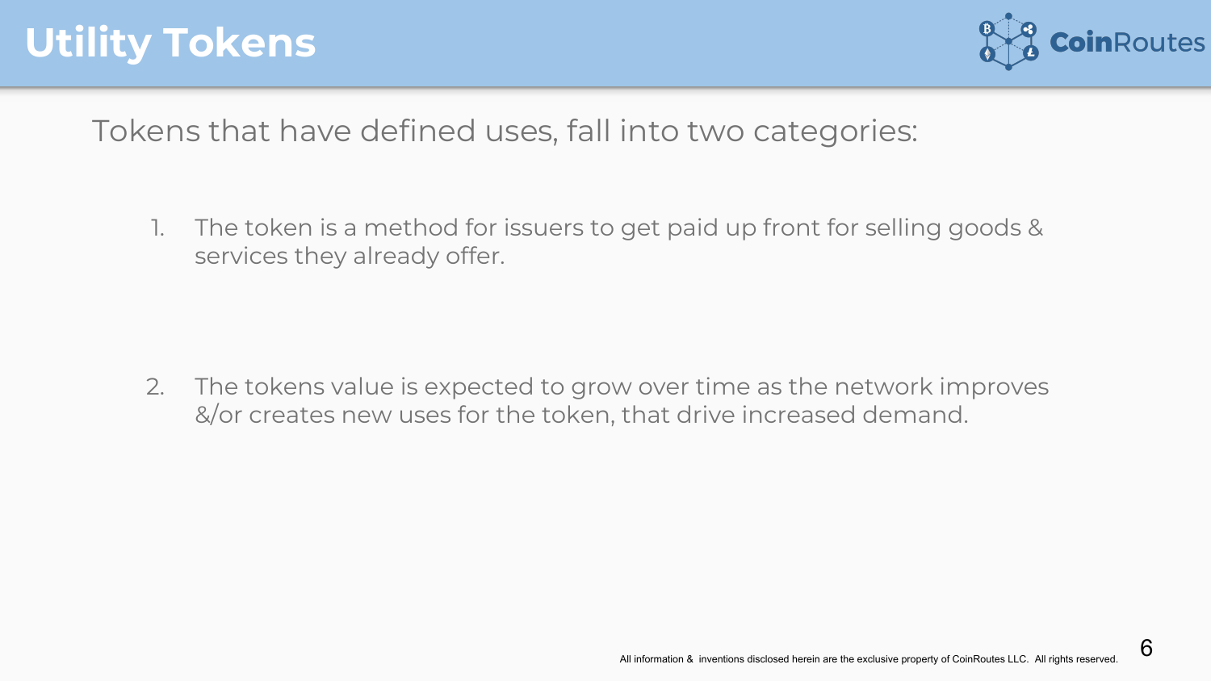# Utility Tokens

Tokens that have defined uses, fall into two categories:

1. The token is a method for issuers to get paid up front for selling goods & services they already offer.

2. The tokens value is expected to grow over time as the network improves &/or creates new uses for the token, that drive increased demand.

All information & inventions disclosed herein are the exclusive property of CoinRoutes LLC. All rights reserved.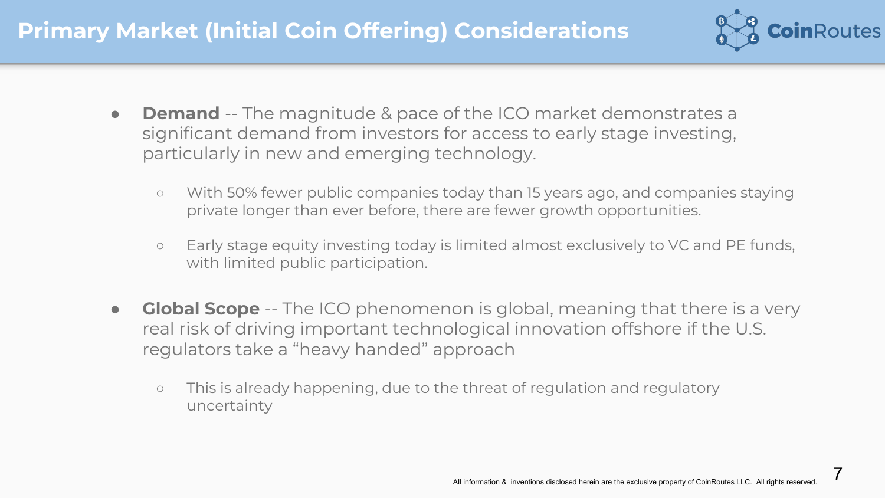# Primary Market (Initial Coin Offering) Considerations

- **Demand** -- The magnitude & pace of the ICO market demonstrates a significant demand from investors for access to early stage investing, particularly in new and emerging technology.
  - With 50% fewer public companies today than 15 years ago, and companies staying private longer than ever before, there are fewer growth opportunities.
  - Early stage equity investing today is limited almost exclusively to VC and PE funds, with limited public participation.
- **Global Scope** -- The ICO phenomenon is global, meaning that there is a very real risk of driving important technological innovation offshore if the U.S. regulators take a "heavy handed" approach
  - This is already happening, due to the threat of regulation and regulatory uncertainty

All information & inventions disclosed herein are the exclusive property of CoinRoutes LLC. All rights reserved.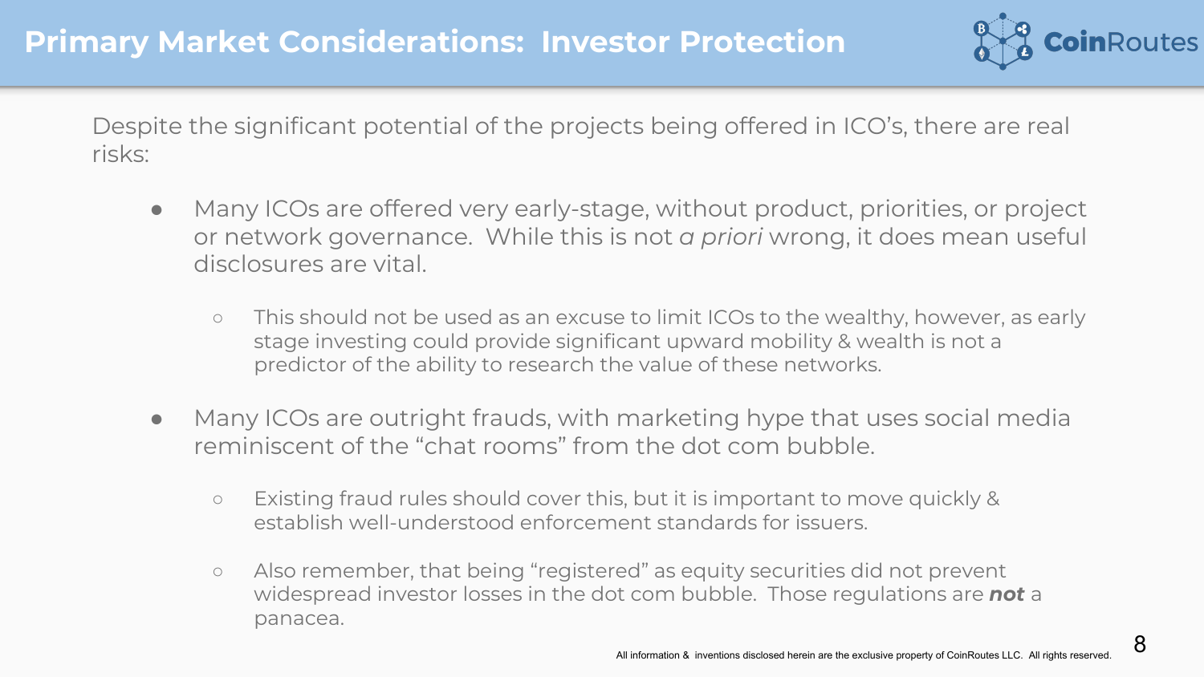# Primary Market Considerations: Investor Protection

Despite the significant potential of the projects being offered in ICO's, there are real risks:

- Many ICOs are offered very early-stage, without product, priorities, or project or network governance. While this is not *a priori* wrong, it does mean useful disclosures are vital.
  - This should not be used as an excuse to limit ICOs to the wealthy, however, as early stage investing could provide significant upward mobility & wealth is not a predictor of the ability to research the value of these networks.
- Many ICOs are outright frauds, with marketing hype that uses social media reminiscent of the "chat rooms" from the dot com bubble.
  - Existing fraud rules should cover this, but it is important to move quickly & establish well-understood enforcement standards for issuers.
  - Also remember, that being "registered" as equity securities did not prevent widespread investor losses in the dot com bubble. Those regulations are ***not*** a panacea.

All information & inventions disclosed herein are the exclusive property of CoinRoutes LLC. All rights reserved.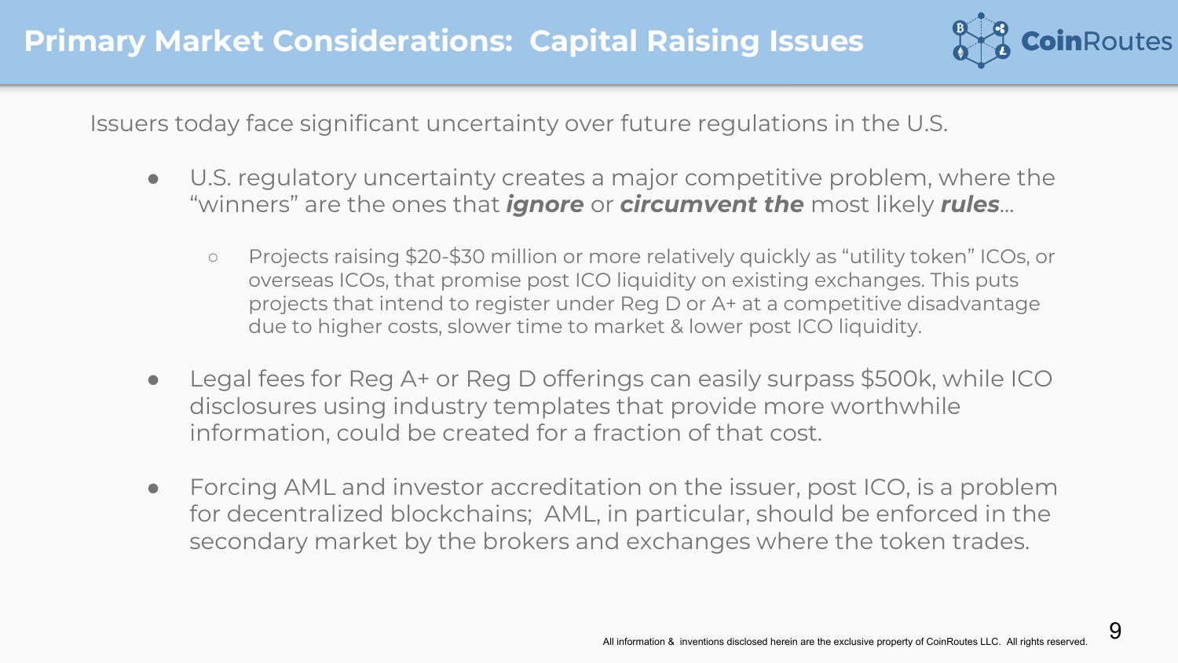# Primary Market Considerations: Capital Raising Issues

Issuers today face significant uncertainty over future regulations in the U.S.

- U.S. regulatory uncertainty creates a major competitive problem, where the “winners” are the ones that ***ignore*** or ***circumvent the*** most likely ***rules***...
  - Projects raising $20-$30 million or more relatively quickly as “utility token” ICOs, or overseas ICOs, that promise post ICO liquidity on existing exchanges. This puts projects that intend to register under Reg D or A+ at a competitive disadvantage due to higher costs, slower time to market & lower post ICO liquidity.
- Legal fees for Reg A+ or Reg D offerings can easily surpass $500k, while ICO disclosures using industry templates that provide more worthwhile information, could be created for a fraction of that cost.
- Forcing AML and investor accreditation on the issuer, post ICO, is a problem for decentralized blockchains; AML, in particular, should be enforced in the secondary market by the brokers and exchanges where the token trades.

All information & inventions disclosed herein are the exclusive property of CoinRoutes LLC. All rights reserved.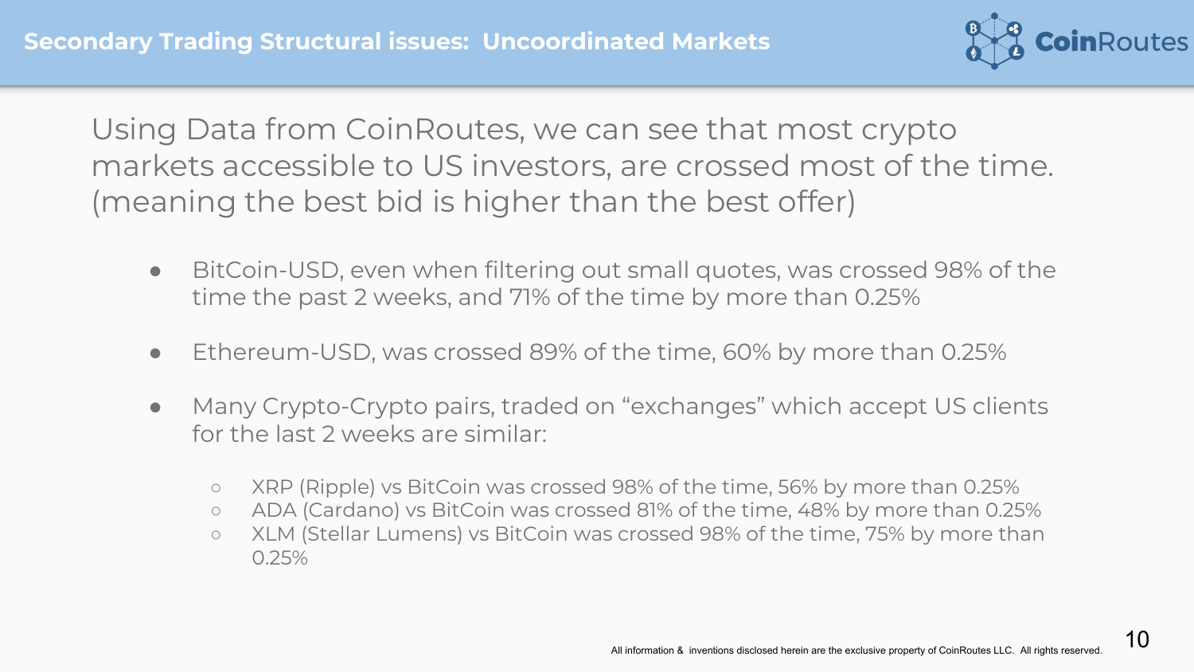## Secondary Trading Structural issues: Uncoordinated Markets

Using Data from CoinRoutes, we can see that most crypto markets accessible to US investors, are crossed most of the time. (meaning the best bid is higher than the best offer)

- BitCoin-USD, even when filtering out small quotes, was crossed 98% of the time the past 2 weeks, and 71% of the time by more than 0.25%
- Ethereum-USD, was crossed 89% of the time, 60% by more than 0.25%
- Many Crypto-Crypto pairs, traded on “exchanges” which accept US clients for the last 2 weeks are similar:
  - XRP (Ripple) vs BitCoin was crossed 98% of the time, 56% by more than 0.25%
  - ADA (Cardano) vs BitCoin was crossed 81% of the time, 48% by more than 0.25%
  - XLM (Stellar Lumens) vs BitCoin was crossed 98% of the time, 75% by more than 0.25%

All information & inventions disclosed herein are the exclusive property of CoinRoutes LLC. All rights reserved.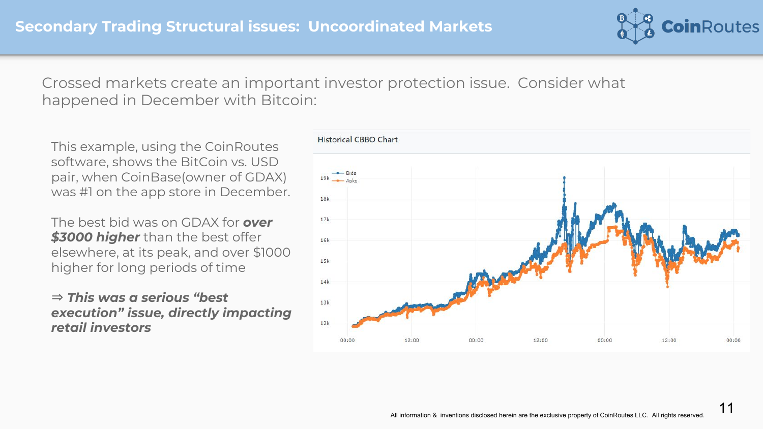# Secondary Trading Structural issues: Uncoordinated Markets

Crossed markets create an important investor protection issue. Consider what happened in December with Bitcoin:

This example, using the CoinRoutes software, shows the BitCoin vs. USD pair, when CoinBase(owner of GDAX) was #1 on the app store in December.

The best bid was on GDAX for ***over $3000 higher*** than the best offer elsewhere, at its peak, and over $1000 higher for long periods of time

***⇒ This was a serious "best execution" issue, directly impacting retail investors***

Historical CBBO Chart

Bids
Asks

19k
18k
17k
16k
15k
14k
13k
12k

00:00
12:00
00:00
12:00
00:00
12:00
00:00

All information & inventions disclosed herein are the exclusive property of CoinRoutes LLC. All rights reserved.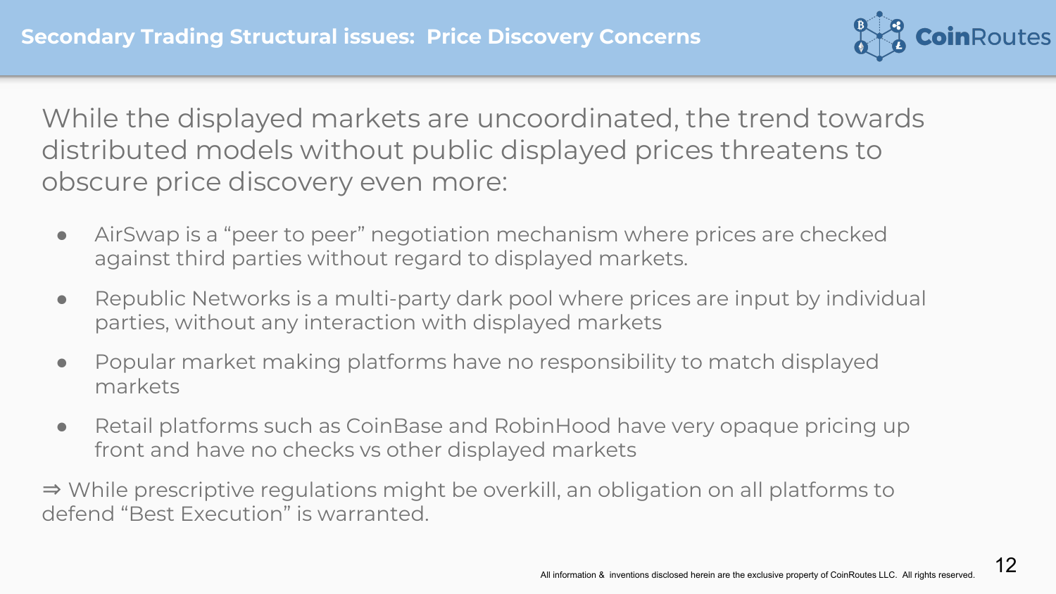# Secondary Trading Structural issues: Price Discovery Concerns

While the displayed markets are uncoordinated, the trend towards distributed models without public displayed prices threatens to obscure price discovery even more:

- AirSwap is a “peer to peer” negotiation mechanism where prices are checked against third parties without regard to displayed markets.
- Republic Networks is a multi-party dark pool where prices are input by individual parties, without any interaction with displayed markets
- Popular market making platforms have no responsibility to match displayed markets
- Retail platforms such as CoinBase and RobinHood have very opaque pricing up front and have no checks vs other displayed markets

⇒ While prescriptive regulations might be overkill, an obligation on all platforms to defend “Best Execution” is warranted.

All information & inventions disclosed herein are the exclusive property of CoinRoutes LLC. All rights reserved.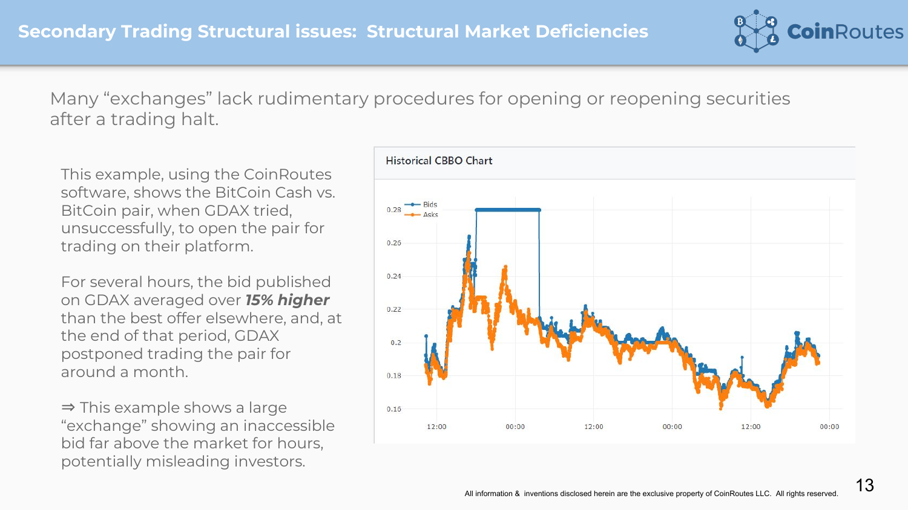# Secondary Trading Structural issues: Structural Market Deficiencies

Many “exchanges” lack rudimentary procedures for opening or reopening securities after a trading halt.

This example, using the CoinRoutes software, shows the BitCoin Cash vs. BitCoin pair, when GDAX tried, unsuccessfully, to open the pair for trading on their platform.

For several hours, the bid published on GDAX averaged over ***15% higher*** than the best offer elsewhere, and, at the end of that period, GDAX postponed trading the pair for around a month.

⇒ This example shows a large “exchange” showing an inaccessible bid far above the market for hours, potentially misleading investors.

Historical CBBO Chart

Bids
Asks

0.28
0.26
0.24
0.22
0.2
0.18
0.16

12:00
00:00
12:00
00:00
12:00
00:00

All information & inventions disclosed herein are the exclusive property of CoinRoutes LLC. All rights reserved.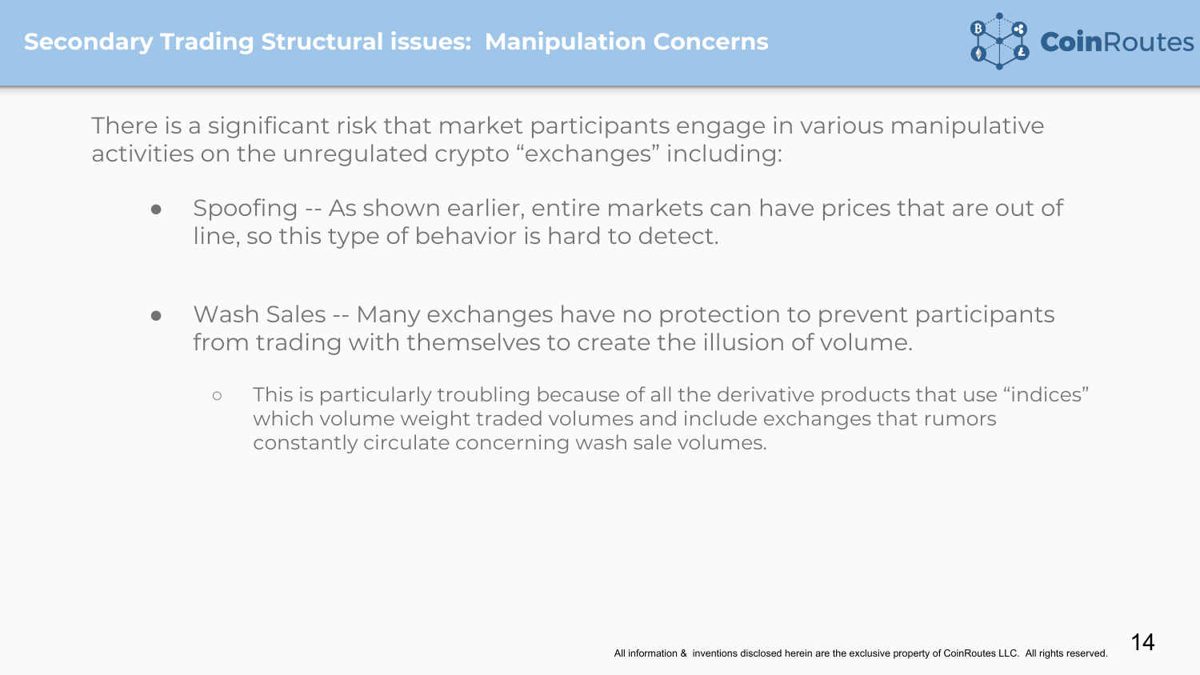# Secondary Trading Structural issues: Manipulation Concerns

There is a significant risk that market participants engage in various manipulative activities on the unregulated crypto "exchanges" including:

- Spoofing -- As shown earlier, entire markets can have prices that are out of line, so this type of behavior is hard to detect.

- Wash Sales -- Many exchanges have no protection to prevent participants from trading with themselves to create the illusion of volume.
  - This is particularly troubling because of all the derivative products that use "indices" which volume weight traded volumes and include exchanges that rumors constantly circulate concerning wash sale volumes.

All information & inventions disclosed herein are the exclusive property of CoinRoutes LLC. All rights reserved.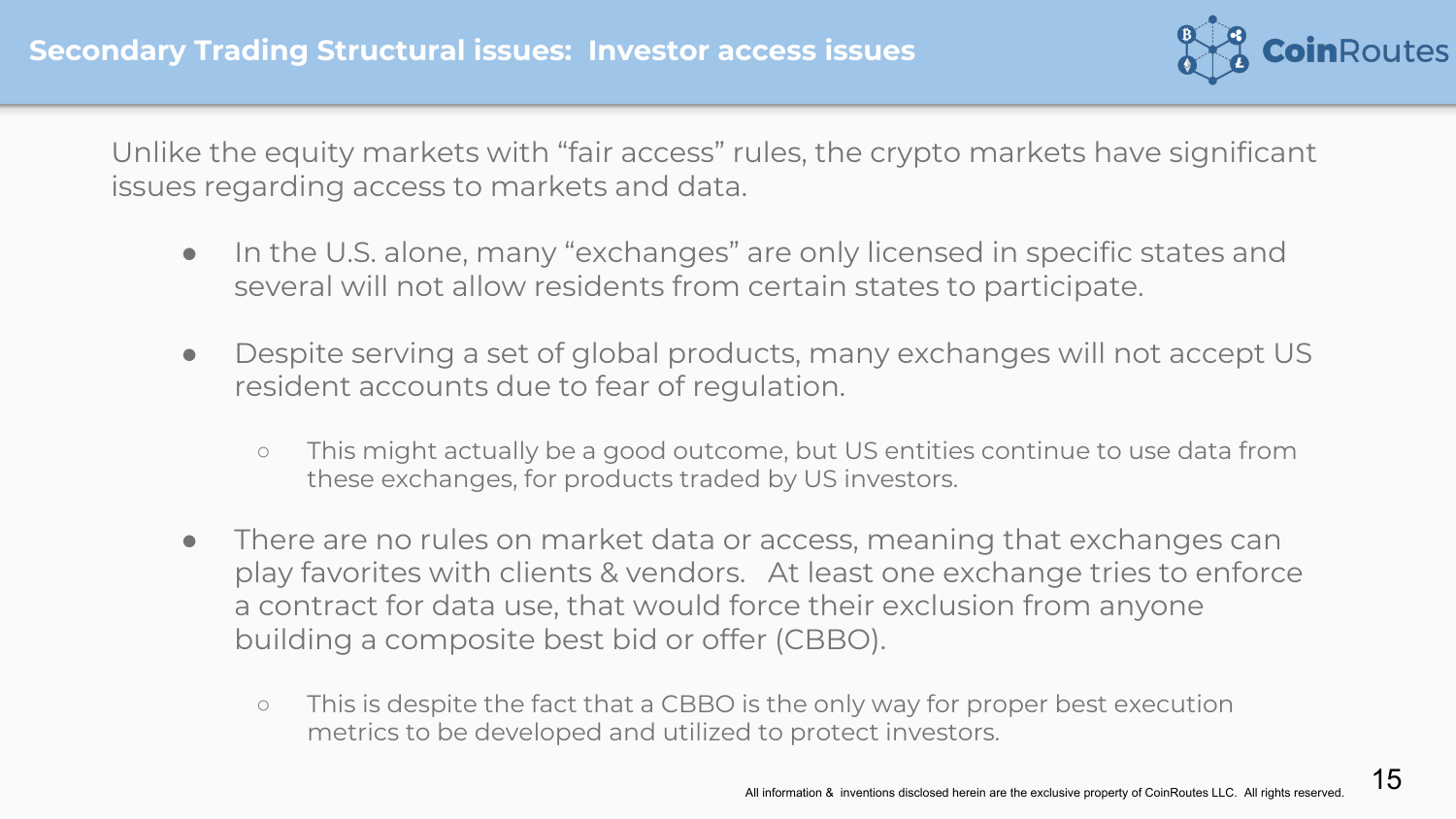# Secondary Trading Structural issues: Investor access issues

Unlike the equity markets with "fair access" rules, the crypto markets have significant issues regarding access to markets and data.

- In the U.S. alone, many "exchanges" are only licensed in specific states and several will not allow residents from certain states to participate.
- Despite serving a set of global products, many exchanges will not accept US resident accounts due to fear of regulation.
  - This might actually be a good outcome, but US entities continue to use data from these exchanges, for products traded by US investors.
- There are no rules on market data or access, meaning that exchanges can play favorites with clients & vendors. At least one exchange tries to enforce a contract for data use, that would force their exclusion from anyone building a composite best bid or offer (CBBO).
  - This is despite the fact that a CBBO is the only way for proper best execution metrics to be developed and utilized to protect investors.

All information & inventions disclosed herein are the exclusive property of CoinRoutes LLC. All rights reserved.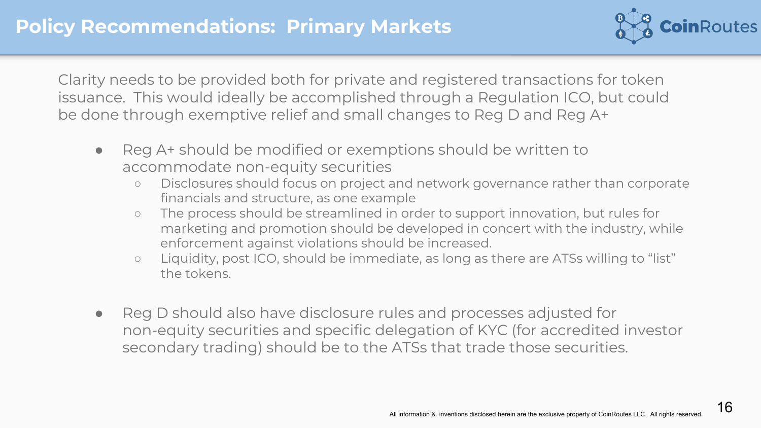# Policy Recommendations: Primary Markets

Clarity needs to be provided both for private and registered transactions for token issuance. This would ideally be accomplished through a Regulation ICO, but could be done through exemptive relief and small changes to Reg D and Reg A+

- Reg A+ should be modified or exemptions should be written to accommodate non-equity securities
  - Disclosures should focus on project and network governance rather than corporate financials and structure, as one example
  - The process should be streamlined in order to support innovation, but rules for marketing and promotion should be developed in concert with the industry, while enforcement against violations should be increased.
  - Liquidity, post ICO, should be immediate, as long as there are ATSs willing to "list" the tokens.

- Reg D should also have disclosure rules and processes adjusted for non-equity securities and specific delegation of KYC (for accredited investor secondary trading) should be to the ATSs that trade those securities.

All information & inventions disclosed herein are the exclusive property of CoinRoutes LLC. All rights reserved.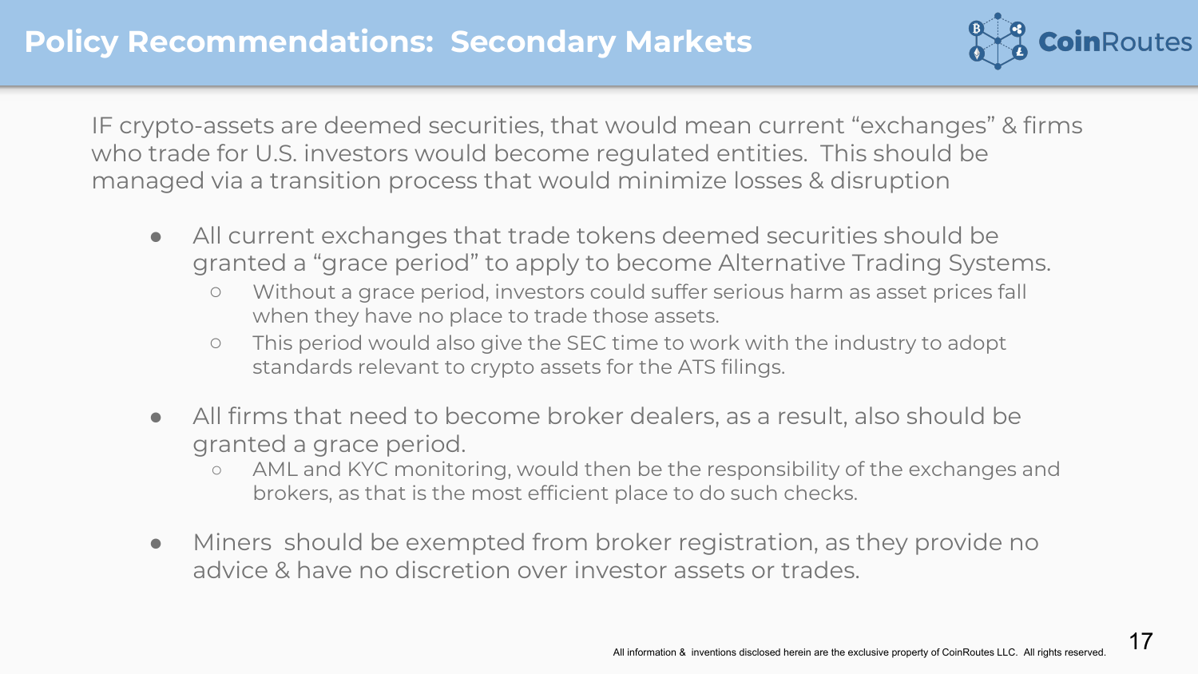# Policy Recommendations: Secondary Markets

IF crypto-assets are deemed securities, that would mean current "exchanges" & firms who trade for U.S. investors would become regulated entities. This should be managed via a transition process that would minimize losses & disruption

- All current exchanges that trade tokens deemed securities should be granted a "grace period" to apply to become Alternative Trading Systems.
  - Without a grace period, investors could suffer serious harm as asset prices fall when they have no place to trade those assets.
  - This period would also give the SEC time to work with the industry to adopt standards relevant to crypto assets for the ATS filings.
- All firms that need to become broker dealers, as a result, also should be granted a grace period.
  - AML and KYC monitoring, would then be the responsibility of the exchanges and brokers, as that is the most efficient place to do such checks.
- Miners should be exempted from broker registration, as they provide no advice & have no discretion over investor assets or trades.

All information & inventions disclosed herein are the exclusive property of CoinRoutes LLC. All rights reserved.